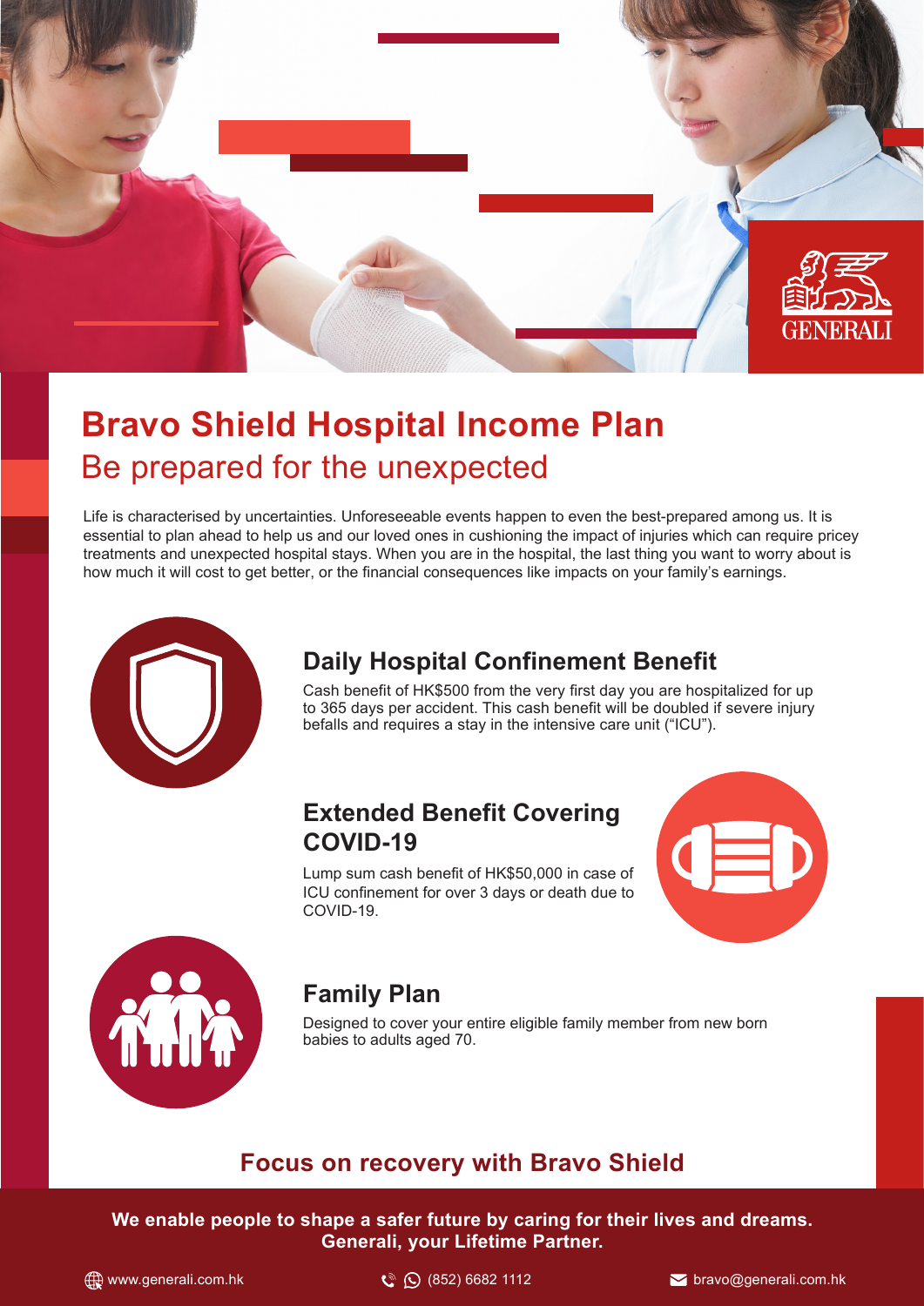GENERALI

# Bravo Shield Hospital Income Plan

## Be prepared for the unexpected

Life is characterised by uncertainties. Unforeseeable events happen to even the best-prepared among us. It is essential to plan ahead to help us and our loved ones in cushioning the impact of injuries which can require pricey treatments and unexpected hospital stays. When you are in the hospital, the last thing you want to worry about is how much it will cost to get better, or the financial consequences like impacts on your family's earnings.

### Daily Hospital Confinement Benefit

Cash benefit of HK$500 from the very first day you are hospitalized for up to 365 days per accident. This cash benefit will be doubled if severe injury befalls and requires a stay in the intensive care unit ("ICU").

### Extended Benefit Covering COVID-19

Lump sum cash benefit of HK$50,000 in case of ICU confinement for over 3 days or death due to COVID-19.

### Family Plan

Designed to cover your entire eligible family member from new born babies to adults aged 70.

## Focus on recovery with Bravo Shield

**We enable people to shape a safer future by caring for their lives and dreams. Generali, your Lifetime Partner.**

www.generali.com.hk | (852) 6682 1112 | bravo@generali.com.hk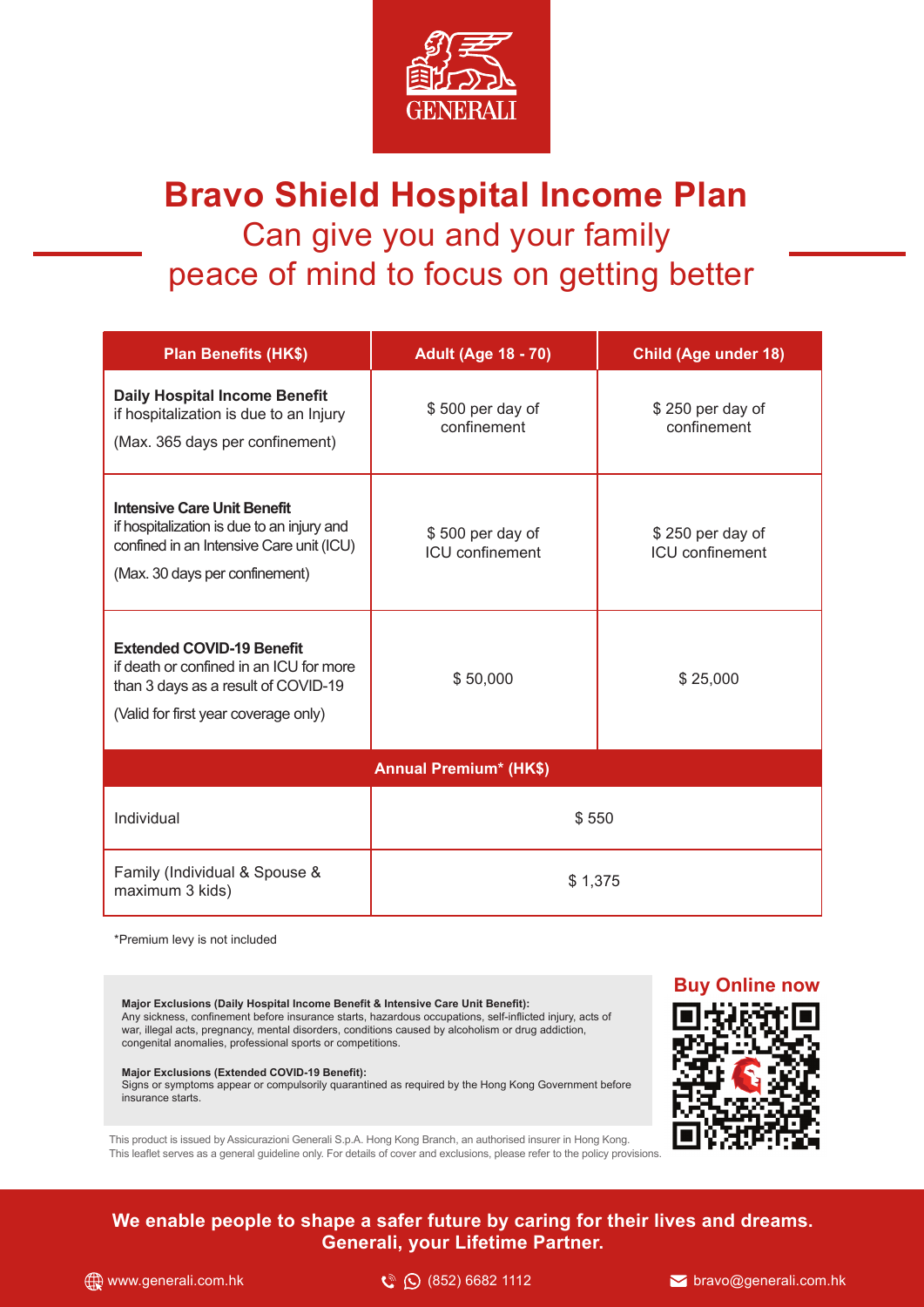GENERALI

# Bravo Shield Hospital Income Plan

## Can give you and your family peace of mind to focus on getting better

| Plan Benefits (HK$) | Adult (Age 18 - 70) | Child (Age under 18) |
|---|---|---|
| **Daily Hospital Income Benefit** if hospitalization is due to an Injury (Max. 365 days per confinement) | $ 500 per day of confinement | $ 250 per day of confinement |
| **Intensive Care Unit Benefit** if hospitalization is due to an injury and confined in an Intensive Care unit (ICU) (Max. 30 days per confinement) | $ 500 per day of ICU confinement | $ 250 per day of ICU confinement |
| **Extended COVID-19 Benefit** if death or confined in an ICU for more than 3 days as a result of COVID-19 (Valid for first year coverage only) | $ 50,000 | $ 25,000 |
| **Annual Premium* (HK$)** | | |
| Individual | $ 550 | |
| Family (Individual & Spouse & maximum 3 kids) | $ 1,375 | |

*Premium levy is not included

**Major Exclusions (Daily Hospital Income Benefit & Intensive Care Unit Benefit):**
Any sickness, confinement before insurance starts, hazardous occupations, self-inflicted injury, acts of war, illegal acts, pregnancy, mental disorders, conditions caused by alcoholism or drug addiction, congenital anomalies, professional sports or competitions.

**Major Exclusions (Extended COVID-19 Benefit):**
Signs or symptoms appear or compulsorily quarantined as required by the Hong Kong Government before insurance starts.

**Buy Online now**

This product is issued by Assicurazioni Generali S.p.A. Hong Kong Branch, an authorised insurer in Hong Kong.
This leaflet serves as a general guideline only. For details of cover and exclusions, please refer to the policy provisions.

**We enable people to shape a safer future by caring for their lives and dreams.**
**Generali, your Lifetime Partner.**

www.generali.com.hk | (852) 6682 1112 | bravo@generali.com.hk